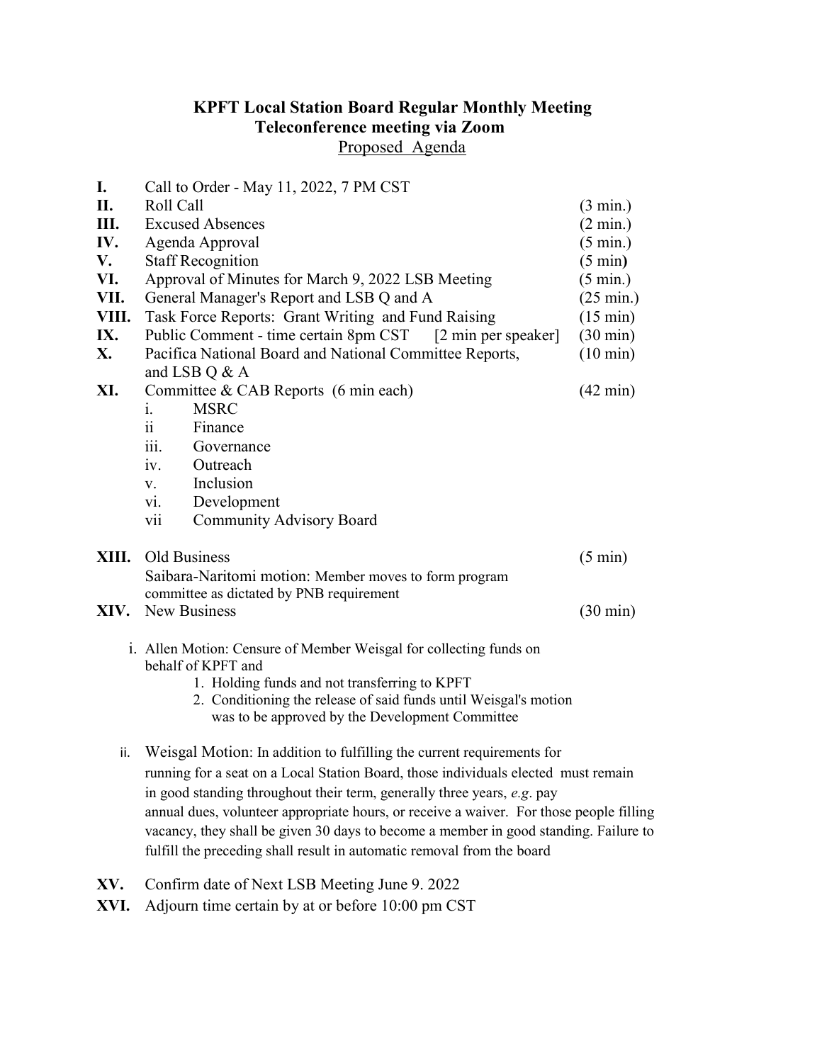# KPFT Local Station Board Regular Monthly Meeting
## Teleconference meeting via Zoom
Proposed Agenda

| | | |
|---|---|---|
| **I.** | Call to Order - May 11, 2022, 7 PM CST | |
| **II.** | Roll Call | (3 min.) |
| **III.** | Excused Absences | (2 min.) |
| **IV.** | Agenda Approval | (5 min.) |
| **V.** | Staff Recognition | (5 min**)** |
| **VI.** | Approval of Minutes for March 9, 2022 LSB Meeting | (5 min.) |
| **VII.** | General Manager's Report and LSB Q and A | (25 min.) |
| **VIII.** | Task Force Reports: Grant Writing and Fund Raising | (15 min) |
| **IX.** | Public Comment - time certain 8pm CST [2 min per speaker] | (30 min) |
| **X.** | Pacifica National Board and National Committee Reports, and LSB Q & A | (10 min) |
| **XI.** | Committee & CAB Reports (6 min each) | (42 min) |

- i. MSRC
- ii Finance
- iii. Governance
- iv. Outreach
- v. Inclusion
- vi. Development
- vii Community Advisory Board

**XIII.** Old Business (5 min)

Saibara-Naritomi motion: Member moves to form program committee as dictated by PNB requirement

**XIV.** New Business (30 min)

i. Allen Motion: Censure of Member Weisgal for collecting funds on behalf of KPFT and
   1. Holding funds and not transferring to KPFT
   2. Conditioning the release of said funds until Weisgal's motion was to be approved by the Development Committee

ii. Weisgal Motion: In addition to fulfilling the current requirements for running for a seat on a Local Station Board, those individuals elected must remain in good standing throughout their term, generally three years, *e.g*. pay annual dues, volunteer appropriate hours, or receive a waiver. For those people filling vacancy, they shall be given 30 days to become a member in good standing. Failure to fulfill the preceding shall result in automatic removal from the board

**XV.** Confirm date of Next LSB Meeting June 9. 2022

**XVI.** Adjourn time certain by at or before 10:00 pm CST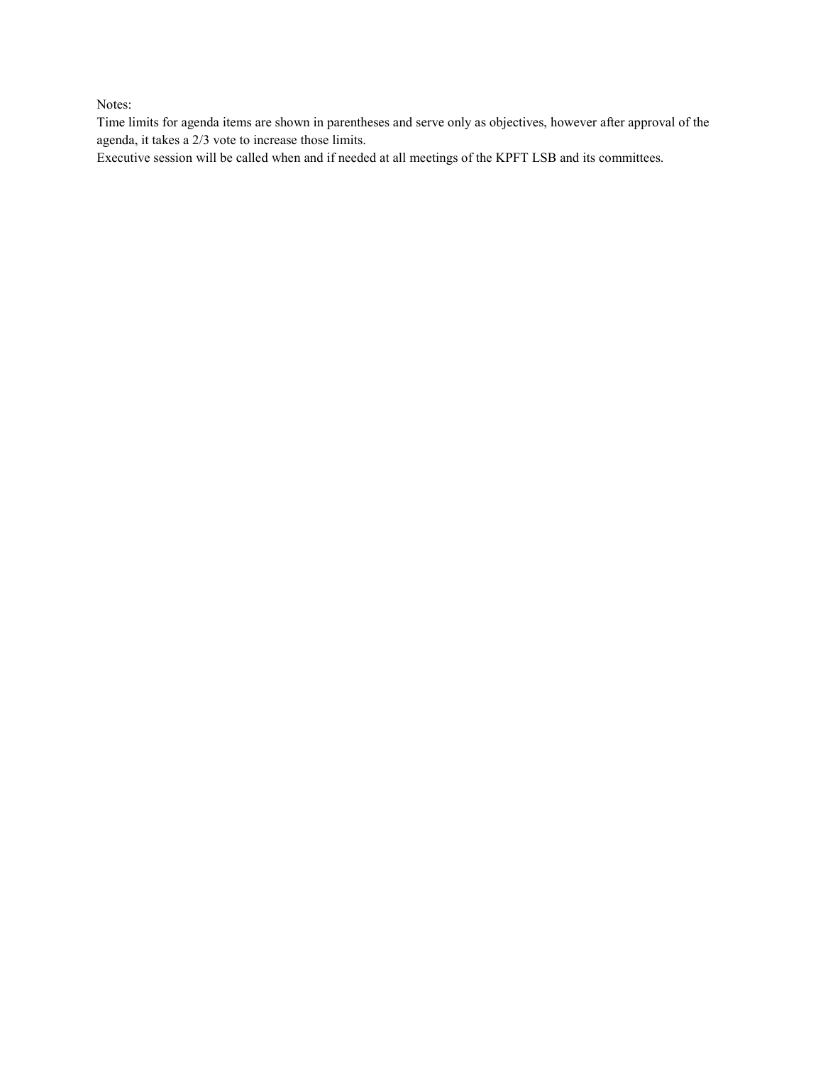Notes:

Time limits for agenda items are shown in parentheses and serve only as objectives, however after approval of the agenda, it takes a 2/3 vote to increase those limits.

Executive session will be called when and if needed at all meetings of the KPFT LSB and its committees.